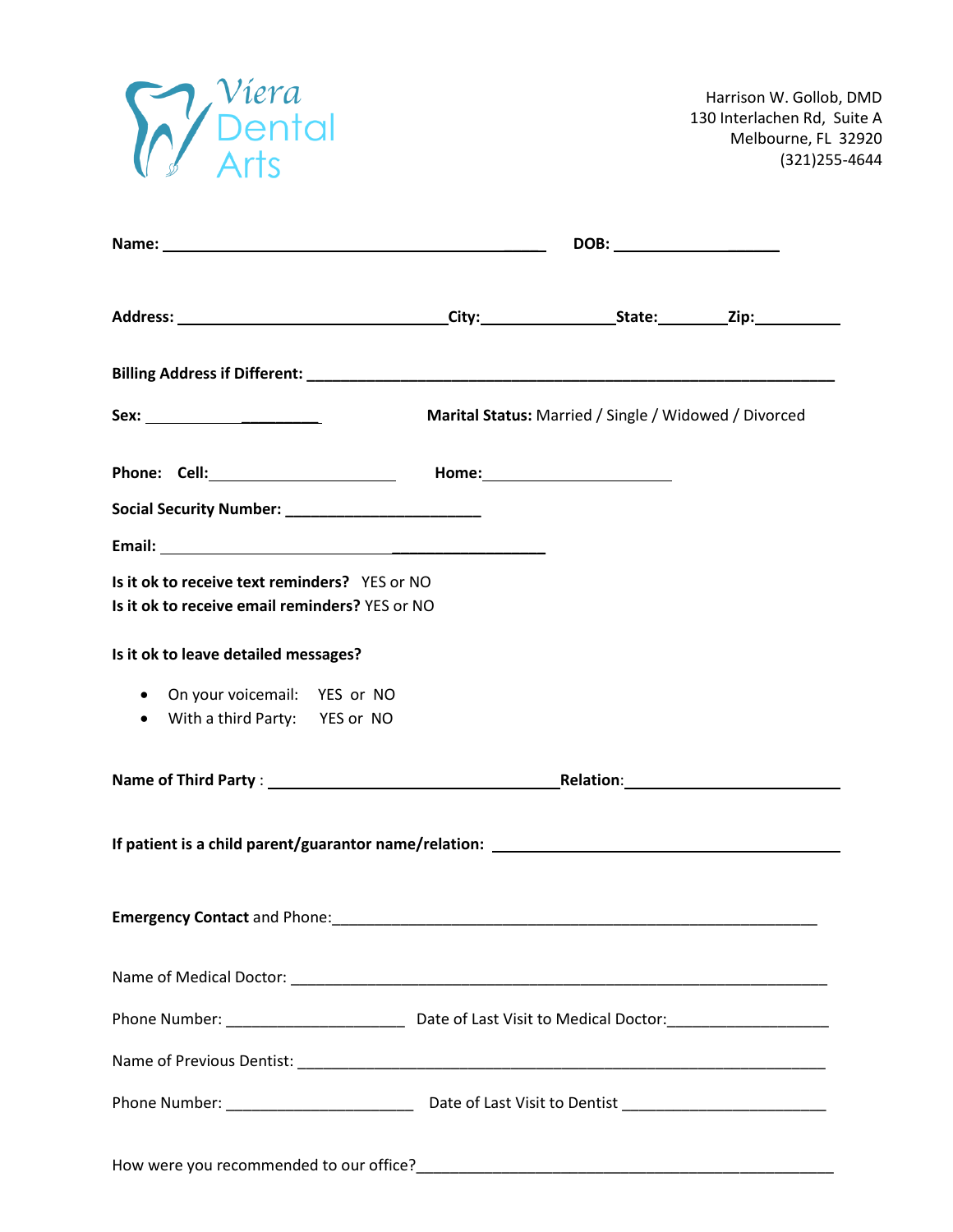Viera Dental Arts

Harrison W. Gollob, DMD
130 Interlachen Rd, Suite A
Melbourne, FL 32920
(321)255-4644

**Name:** ______________________________________________ **DOB:** ____________________

**Address:** ________________________________**City:**________________**State:**________**Zip:**__________

**Billing Address if Different:** ________________________________________________________________

**Sex:** _____________________ **Marital Status:** Married / Single / Widowed / Divorced

**Phone: Cell:**______________________ **Home:**______________________

**Social Security Number:** _______________________

**Email:** ________________________________________________

**Is it ok to receive text reminders?** YES or NO
**Is it ok to receive email reminders?** YES or NO

**Is it ok to leave detailed messages?**

- On your voicemail: YES or NO
- With a third Party: YES or NO

**Name of Third Party** : __________________________________**Relation**:______________________

**If patient is a child parent/guarantor name/relation:** ________________________________________

**Emergency Contact** and Phone:_________________________________________________________

Name of Medical Doctor: _______________________________________________________________

Phone Number: ____________________ Date of Last Visit to Medical Doctor:___________________

Name of Previous Dentist: _______________________________________________________________

Phone Number: _____________________ Date of Last Visit to Dentist _______________________

How were you recommended to our office?_______________________________________________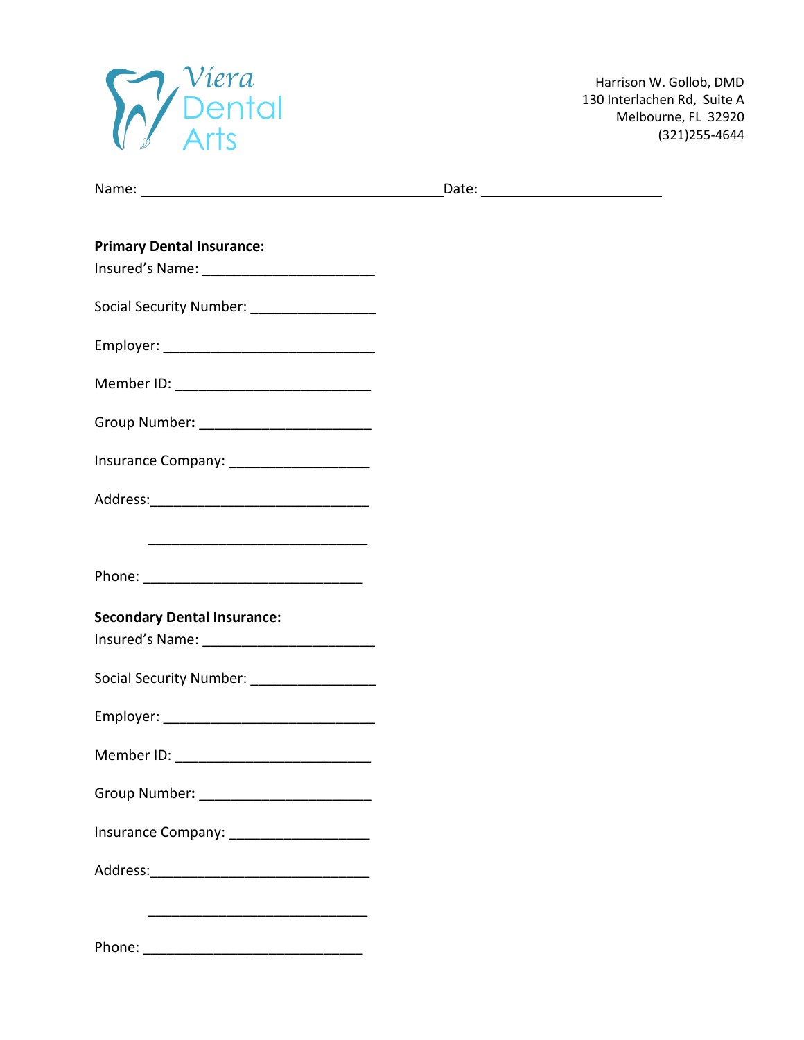Viera Dental Arts

Harrison W. Gollob, DMD
130 Interlachen Rd, Suite A
Melbourne, FL 32920
(321)255-4644

Name: ________________________________________ Date: ________________________

**Primary Dental Insurance:**

Insured's Name: _______________________

Social Security Number: ________________

Employer: ____________________________

Member ID: __________________________

Group Number: _______________________

Insurance Company: __________________

Address:_____________________________

_____________________________

Phone: _____________________________

**Secondary Dental Insurance:**

Insured's Name: _______________________

Social Security Number: ________________

Employer: ____________________________

Member ID: __________________________

Group Number: _______________________

Insurance Company: __________________

Address:_____________________________

_____________________________

Phone: _____________________________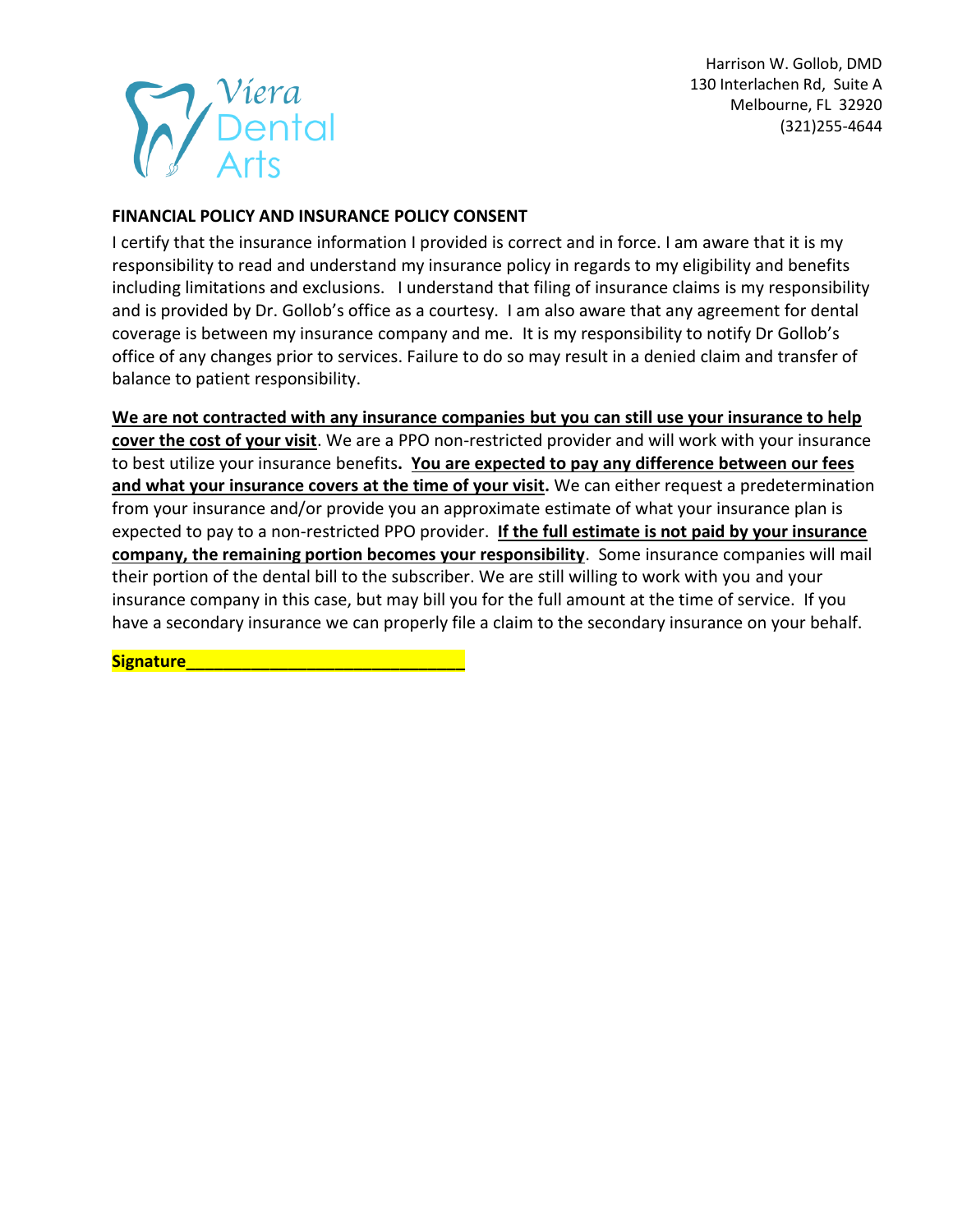Harrison W. Gollob, DMD
130 Interlachen Rd, Suite A
Melbourne, FL 32920
(321)255-4644

Viera Dental Arts

**FINANCIAL POLICY AND INSURANCE POLICY CONSENT**

I certify that the insurance information I provided is correct and in force. I am aware that it is my responsibility to read and understand my insurance policy in regards to my eligibility and benefits including limitations and exclusions. I understand that filing of insurance claims is my responsibility and is provided by Dr. Gollob's office as a courtesy. I am also aware that any agreement for dental coverage is between my insurance company and me. It is my responsibility to notify Dr Gollob's office of any changes prior to services. Failure to do so may result in a denied claim and transfer of balance to patient responsibility.

<u>**We are not contracted with any insurance companies but you can still use your insurance to help cover the cost of your visit**</u>. We are a PPO non-restricted provider and will work with your insurance to best utilize your insurance benefits**.** <u>**You are expected to pay any difference between our fees and what your insurance covers at the time of your visit**</u>**.** We can either request a predetermination from your insurance and/or provide you an approximate estimate of what your insurance plan is expected to pay to a non-restricted PPO provider. <u>**If the full estimate is not paid by your insurance company, the remaining portion becomes your responsibility**</u>. Some insurance companies will mail their portion of the dental bill to the subscriber. We are still willing to work with you and your insurance company in this case, but may bill you for the full amount at the time of service. If you have a secondary insurance we can properly file a claim to the secondary insurance on your behalf.

**Signature_____________________________**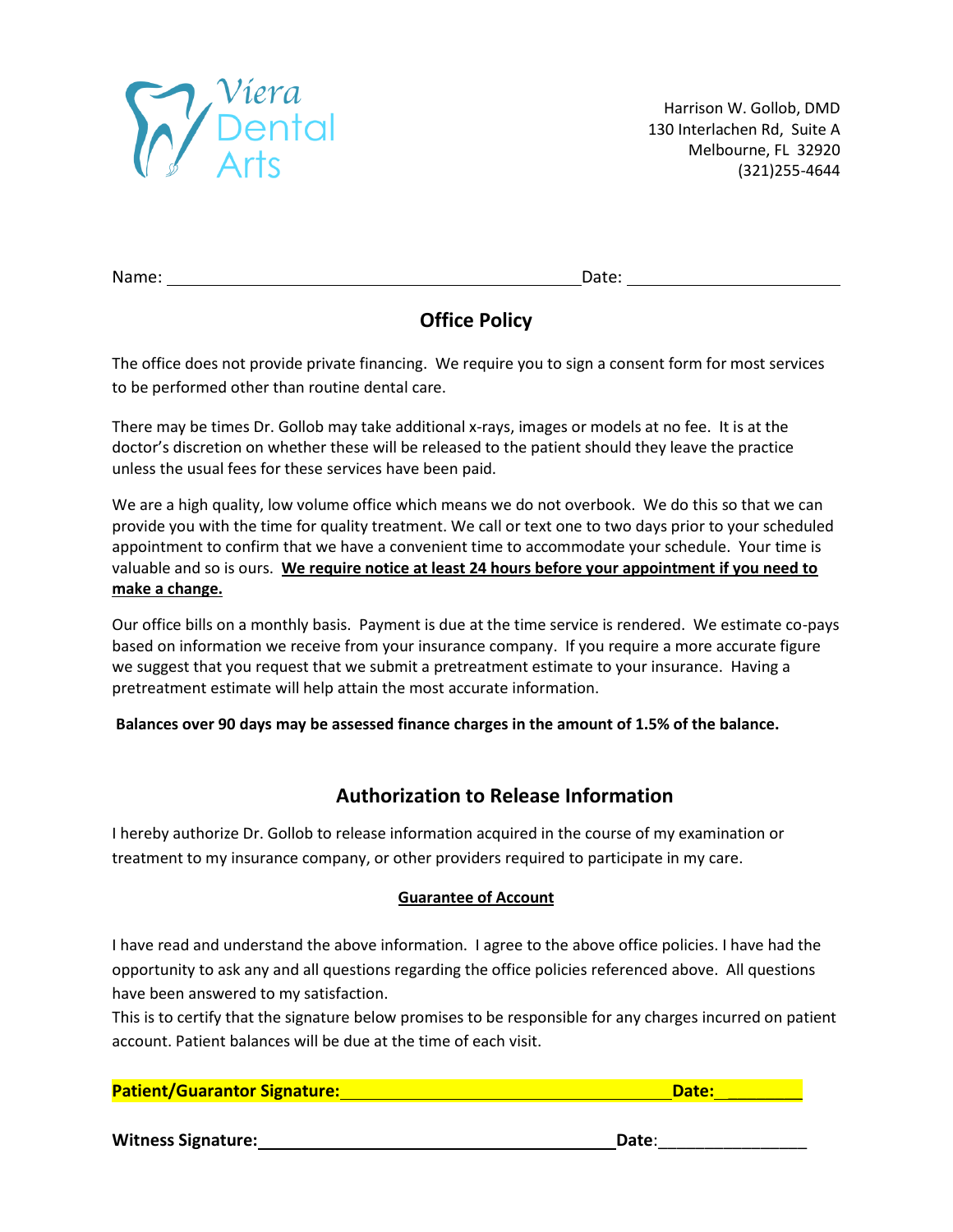Viera Dental Arts

Harrison W. Gollob, DMD
130 Interlachen Rd, Suite A
Melbourne, FL 32920
(321)255-4644

Name: ____________________________________________ Date: ______________________

## Office Policy

The office does not provide private financing. We require you to sign a consent form for most services to be performed other than routine dental care.

There may be times Dr. Gollob may take additional x-rays, images or models at no fee. It is at the doctor's discretion on whether these will be released to the patient should they leave the practice unless the usual fees for these services have been paid.

We are a high quality, low volume office which means we do not overbook. We do this so that we can provide you with the time for quality treatment. We call or text one to two days prior to your scheduled appointment to confirm that we have a convenient time to accommodate your schedule. Your time is valuable and so is ours. **<u>We require notice at least 24 hours before your appointment if you need to make a change.</u>**

Our office bills on a monthly basis. Payment is due at the time service is rendered. We estimate co-pays based on information we receive from your insurance company. If you require a more accurate figure we suggest that you request that we submit a pretreatment estimate to your insurance. Having a pretreatment estimate will help attain the most accurate information.

**Balances over 90 days may be assessed finance charges in the amount of 1.5% of the balance.**

## Authorization to Release Information

I hereby authorize Dr. Gollob to release information acquired in the course of my examination or treatment to my insurance company, or other providers required to participate in my care.

**<u>Guarantee of Account</u>**

I have read and understand the above information. I agree to the above office policies. I have had the opportunity to ask any and all questions regarding the office policies referenced above. All questions have been answered to my satisfaction.

This is to certify that the signature below promises to be responsible for any charges incurred on patient account. Patient balances will be due at the time of each visit.

**Patient/Guarantor Signature:** ____________________________________ **Date:** __________

**Witness Signature:** ________________________________________ **Date**: ________________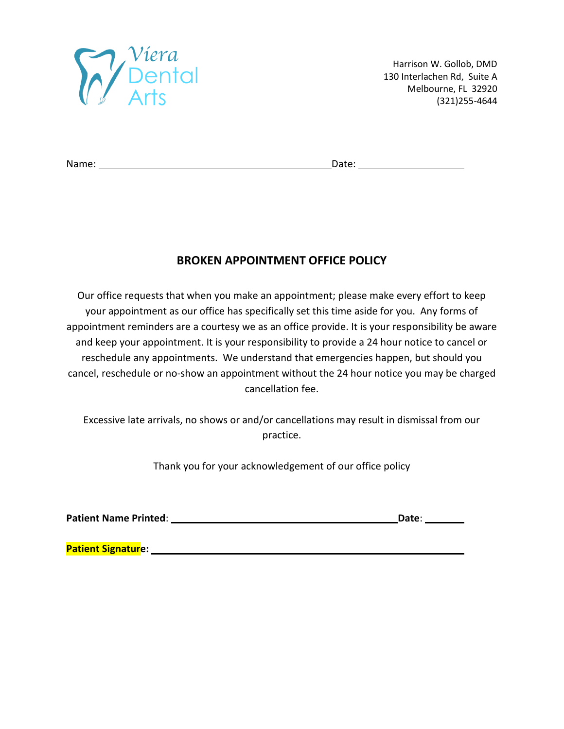Viera Dental Arts

Harrison W. Gollob, DMD
130 Interlachen Rd, Suite A
Melbourne, FL 32920
(321)255-4644

Name: \_\_\_\_\_\_\_\_\_\_\_\_\_\_\_\_\_\_\_\_\_\_\_\_\_\_\_\_\_\_\_\_\_\_\_\_\_\_\_\_\_\_\_\_ Date: \_\_\_\_\_\_\_\_\_\_\_\_\_\_\_\_\_\_\_\_

## BROKEN APPOINTMENT OFFICE POLICY

Our office requests that when you make an appointment; please make every effort to keep your appointment as our office has specifically set this time aside for you. Any forms of appointment reminders are a courtesy we as an office provide. It is your responsibility be aware and keep your appointment. It is your responsibility to provide a 24 hour notice to cancel or reschedule any appointments. We understand that emergencies happen, but should you cancel, reschedule or no-show an appointment without the 24 hour notice you may be charged cancellation fee.

Excessive late arrivals, no shows or and/or cancellations may result in dismissal from our practice.

Thank you for your acknowledgement of our office policy

**Patient Name Printed**: \_\_\_\_\_\_\_\_\_\_\_\_\_\_\_\_\_\_\_\_\_\_\_\_\_\_\_\_\_\_\_\_\_\_\_\_\_\_\_\_\_\_\_\_ **Date**: \_\_\_\_\_\_\_\_

**Patient Signature:** \_\_\_\_\_\_\_\_\_\_\_\_\_\_\_\_\_\_\_\_\_\_\_\_\_\_\_\_\_\_\_\_\_\_\_\_\_\_\_\_\_\_\_\_\_\_\_\_\_\_\_\_\_\_\_\_\_\_\_\_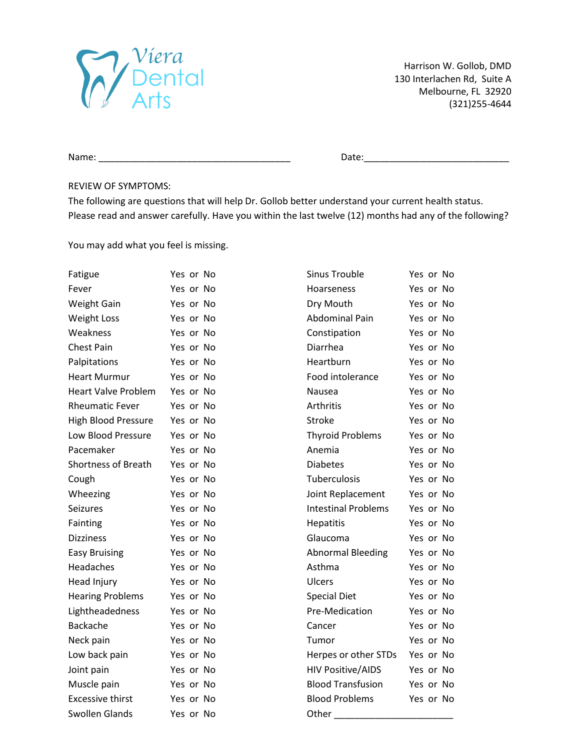Viera Dental Arts

Harrison W. Gollob, DMD
130 Interlachen Rd, Suite A
Melbourne, FL 32920
(321)255-4644

Name: ______________________________________ Date:____________________________

REVIEW OF SYMPTOMS:
The following are questions that will help Dr. Gollob better understand your current health status. Please read and answer carefully. Have you within the last twelve (12) months had any of the following?

You may add what you feel is missing.

| | | | |
|---|---|---|---|
| Fatigue | Yes or No | Sinus Trouble | Yes or No |
| Fever | Yes or No | Hoarseness | Yes or No |
| Weight Gain | Yes or No | Dry Mouth | Yes or No |
| Weight Loss | Yes or No | Abdominal Pain | Yes or No |
| Weakness | Yes or No | Constipation | Yes or No |
| Chest Pain | Yes or No | Diarrhea | Yes or No |
| Palpitations | Yes or No | Heartburn | Yes or No |
| Heart Murmur | Yes or No | Food intolerance | Yes or No |
| Heart Valve Problem | Yes or No | Nausea | Yes or No |
| Rheumatic Fever | Yes or No | Arthritis | Yes or No |
| High Blood Pressure | Yes or No | Stroke | Yes or No |
| Low Blood Pressure | Yes or No | Thyroid Problems | Yes or No |
| Pacemaker | Yes or No | Anemia | Yes or No |
| Shortness of Breath | Yes or No | Diabetes | Yes or No |
| Cough | Yes or No | Tuberculosis | Yes or No |
| Wheezing | Yes or No | Joint Replacement | Yes or No |
| Seizures | Yes or No | Intestinal Problems | Yes or No |
| Fainting | Yes or No | Hepatitis | Yes or No |
| Dizziness | Yes or No | Glaucoma | Yes or No |
| Easy Bruising | Yes or No | Abnormal Bleeding | Yes or No |
| Headaches | Yes or No | Asthma | Yes or No |
| Head Injury | Yes or No | Ulcers | Yes or No |
| Hearing Problems | Yes or No | Special Diet | Yes or No |
| Lightheadedness | Yes or No | Pre-Medication | Yes or No |
| Backache | Yes or No | Cancer | Yes or No |
| Neck pain | Yes or No | Tumor | Yes or No |
| Low back pain | Yes or No | Herpes or other STDs | Yes or No |
| Joint pain | Yes or No | HIV Positive/AIDS | Yes or No |
| Muscle pain | Yes or No | Blood Transfusion | Yes or No |
| Excessive thirst | Yes or No | Blood Problems | Yes or No |
| Swollen Glands | Yes or No | Other _______________________ | |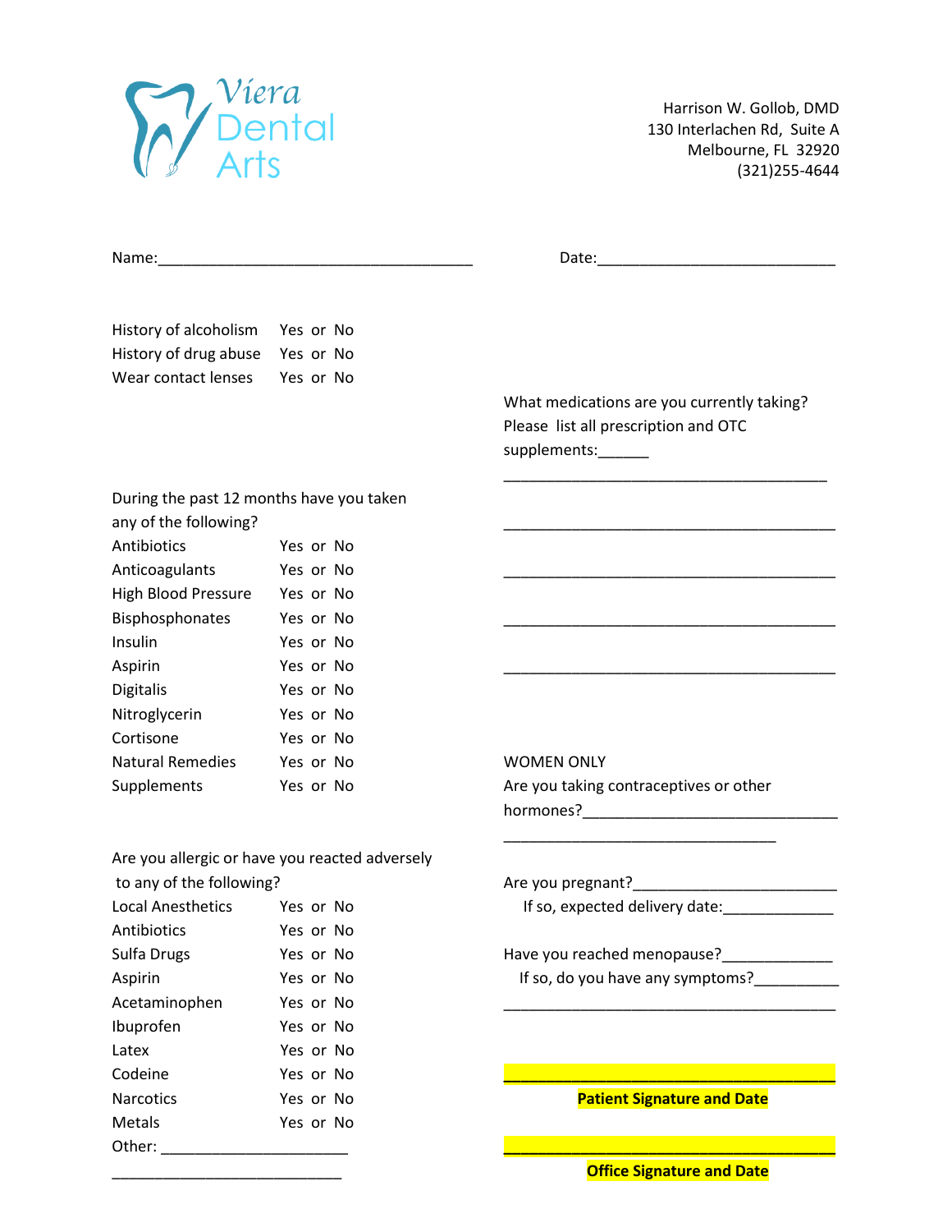Viera Dental Arts

Harrison W. Gollob, DMD
130 Interlachen Rd, Suite A
Melbourne, FL 32920
(321)255-4644

Name:_______________________________________ Date:_____________________________

| | |
|---|---|
| History of alcoholism | Yes or No |
| History of drug abuse | Yes or No |
| Wear contact lenses | Yes or No |

During the past 12 months have you taken any of the following?

| | |
|---|---|
| Antibiotics | Yes or No |
| Anticoagulants | Yes or No |
| High Blood Pressure | Yes or No |
| Bisphosphonates | Yes or No |
| Insulin | Yes or No |
| Aspirin | Yes or No |
| Digitalis | Yes or No |
| Nitroglycerin | Yes or No |
| Cortisone | Yes or No |
| Natural Remedies | Yes or No |
| Supplements | Yes or No |

Are you allergic or have you reacted adversely to any of the following?

| | |
|---|---|
| Local Anesthetics | Yes or No |
| Antibiotics | Yes or No |
| Sulfa Drugs | Yes or No |
| Aspirin | Yes or No |
| Acetaminophen | Yes or No |
| Ibuprofen | Yes or No |
| Latex | Yes or No |
| Codeine | Yes or No |
| Narcotics | Yes or No |
| Metals | Yes or No |

Other: ______________________

____________________________

What medications are you currently taking? Please list all prescription and OTC supplements:______

________________________________________

________________________________________

________________________________________

________________________________________

________________________________________

WOMEN ONLY

Are you taking contraceptives or other hormones?______________________________

_________________________________

Are you pregnant?________________________

If so, expected delivery date:_____________

Have you reached menopause?_____________

If so, do you have any symptoms?__________

________________________________________

________________________________________

**Patient Signature and Date**

________________________________________

**Office Signature and Date**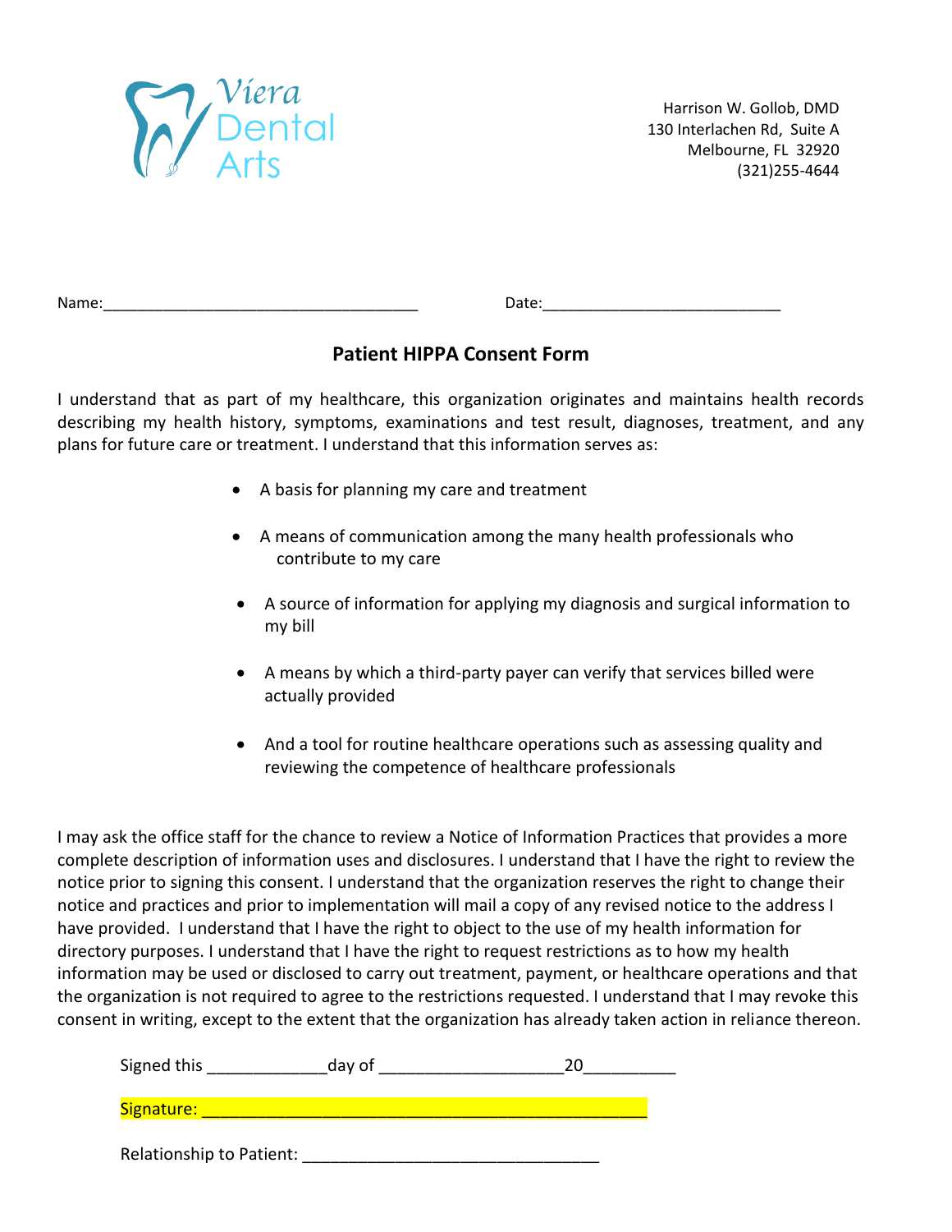Viera Dental Arts

Harrison W. Gollob, DMD
130 Interlachen Rd, Suite A
Melbourne, FL 32920
(321)255-4644

Name:____________________________________ Date:___________________________

## Patient HIPPA Consent Form

I understand that as part of my healthcare, this organization originates and maintains health records describing my health history, symptoms, examinations and test result, diagnoses, treatment, and any plans for future care or treatment. I understand that this information serves as:

- A basis for planning my care and treatment
- A means of communication among the many health professionals who contribute to my care
- A source of information for applying my diagnosis and surgical information to my bill
- A means by which a third-party payer can verify that services billed were actually provided
- And a tool for routine healthcare operations such as assessing quality and reviewing the competence of healthcare professionals

I may ask the office staff for the chance to review a Notice of Information Practices that provides a more complete description of information uses and disclosures. I understand that I have the right to review the notice prior to signing this consent. I understand that the organization reserves the right to change their notice and practices and prior to implementation will mail a copy of any revised notice to the address I have provided. I understand that I have the right to object to the use of my health information for directory purposes. I understand that I have the right to request restrictions as to how my health information may be used or disclosed to carry out treatment, payment, or healthcare operations and that the organization is not required to agree to the restrictions requested. I understand that I may revoke this consent in writing, except to the extent that the organization has already taken action in reliance thereon.

Signed this _____________day of ___________________20__________

Signature: ___________________________________________________

Relationship to Patient: ________________________________